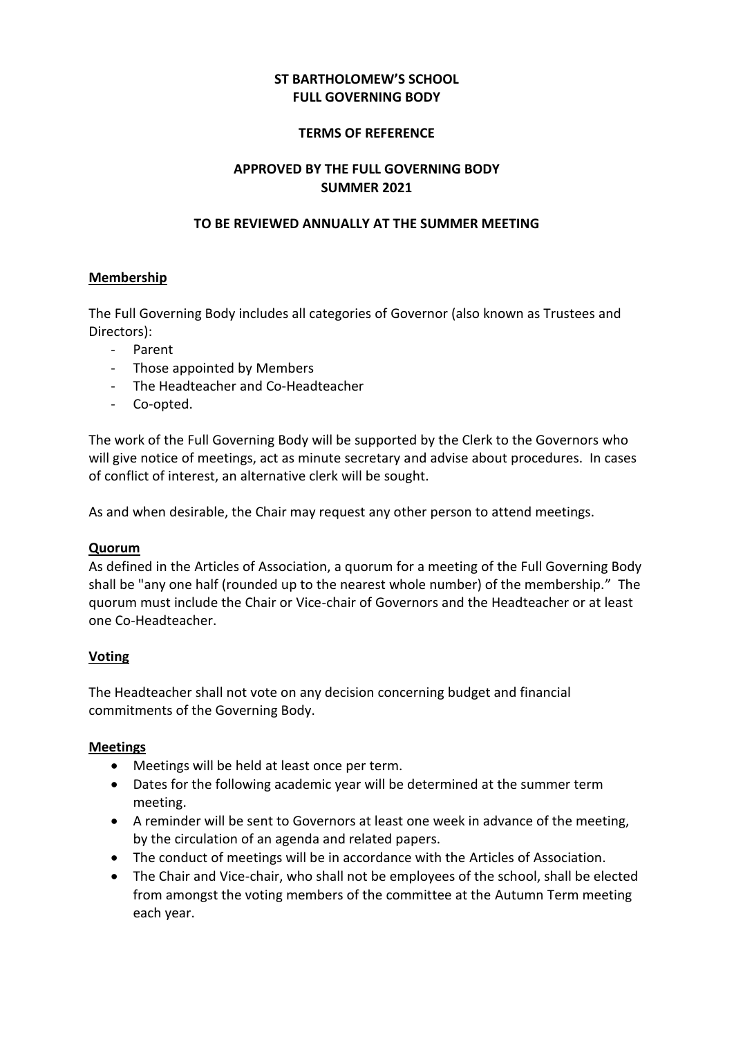# ST BARTHOLOMEW'S SCHOOL
# FULL GOVERNING BODY

## TERMS OF REFERENCE

## APPROVED BY THE FULL GOVERNING BODY
## SUMMER 2021

## TO BE REVIEWED ANNUALLY AT THE SUMMER MEETING

### Membership

The Full Governing Body includes all categories of Governor (also known as Trustees and Directors):

- Parent
- Those appointed by Members
- The Headteacher and Co-Headteacher
- Co-opted.

The work of the Full Governing Body will be supported by the Clerk to the Governors who will give notice of meetings, act as minute secretary and advise about procedures. In cases of conflict of interest, an alternative clerk will be sought.

As and when desirable, the Chair may request any other person to attend meetings.

### Quorum

As defined in the Articles of Association, a quorum for a meeting of the Full Governing Body shall be "any one half (rounded up to the nearest whole number) of the membership." The quorum must include the Chair or Vice-chair of Governors and the Headteacher or at least one Co-Headteacher.

### Voting

The Headteacher shall not vote on any decision concerning budget and financial commitments of the Governing Body.

### Meetings

- Meetings will be held at least once per term.
- Dates for the following academic year will be determined at the summer term meeting.
- A reminder will be sent to Governors at least one week in advance of the meeting, by the circulation of an agenda and related papers.
- The conduct of meetings will be in accordance with the Articles of Association.
- The Chair and Vice-chair, who shall not be employees of the school, shall be elected from amongst the voting members of the committee at the Autumn Term meeting each year.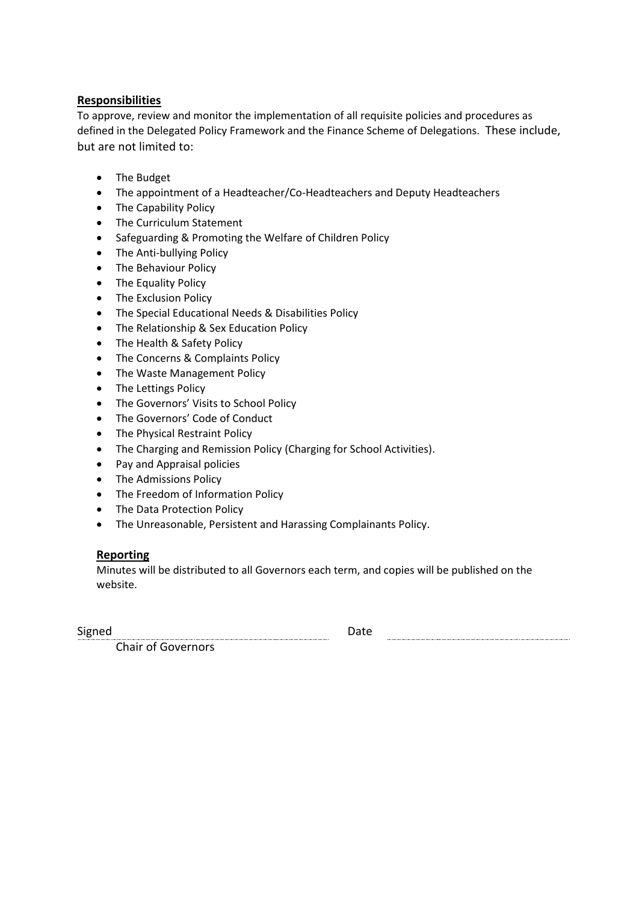**Responsibilities**

To approve, review and monitor the implementation of all requisite policies and procedures as defined in the Delegated Policy Framework and the Finance Scheme of Delegations. These include, but are not limited to:

- The Budget
- The appointment of a Headteacher/Co-Headteachers and Deputy Headteachers
- The Capability Policy
- The Curriculum Statement
- Safeguarding & Promoting the Welfare of Children Policy
- The Anti-bullying Policy
- The Behaviour Policy
- The Equality Policy
- The Exclusion Policy
- The Special Educational Needs & Disabilities Policy
- The Relationship & Sex Education Policy
- The Health & Safety Policy
- The Concerns & Complaints Policy
- The Waste Management Policy
- The Lettings Policy
- The Governors' Visits to School Policy
- The Governors' Code of Conduct
- The Physical Restraint Policy
- The Charging and Remission Policy (Charging for School Activities).
- Pay and Appraisal policies
- The Admissions Policy
- The Freedom of Information Policy
- The Data Protection Policy
- The Unreasonable, Persistent and Harassing Complainants Policy.

**Reporting**

Minutes will be distributed to all Governors each term, and copies will be published on the website.

Signed ______________________ Date ______________________

Chair of Governors